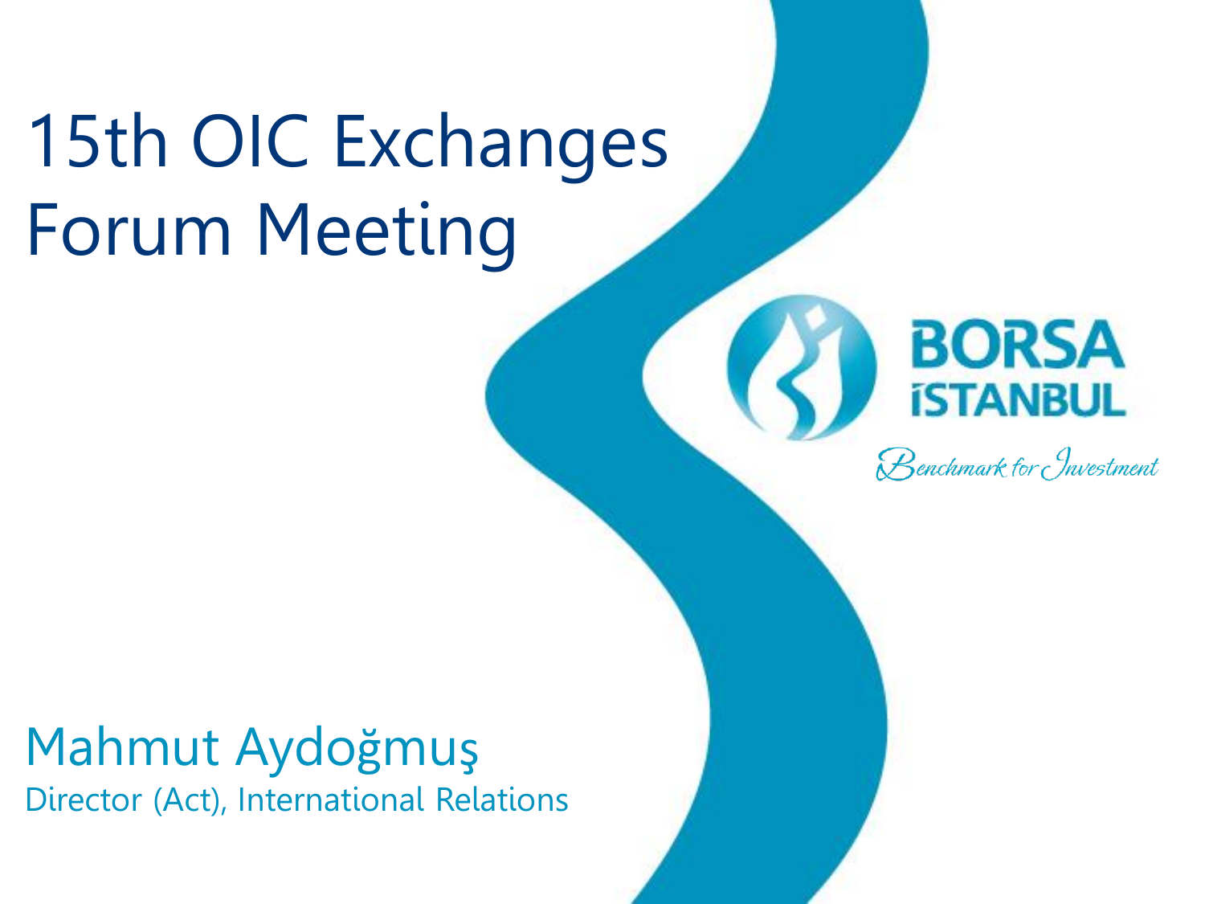# 15th OIC Exchanges Forum Meeting

BORSA İSTANBUL

*Benchmark for Investment*

## Mahmut Aydoğmuş

Director (Act), International Relations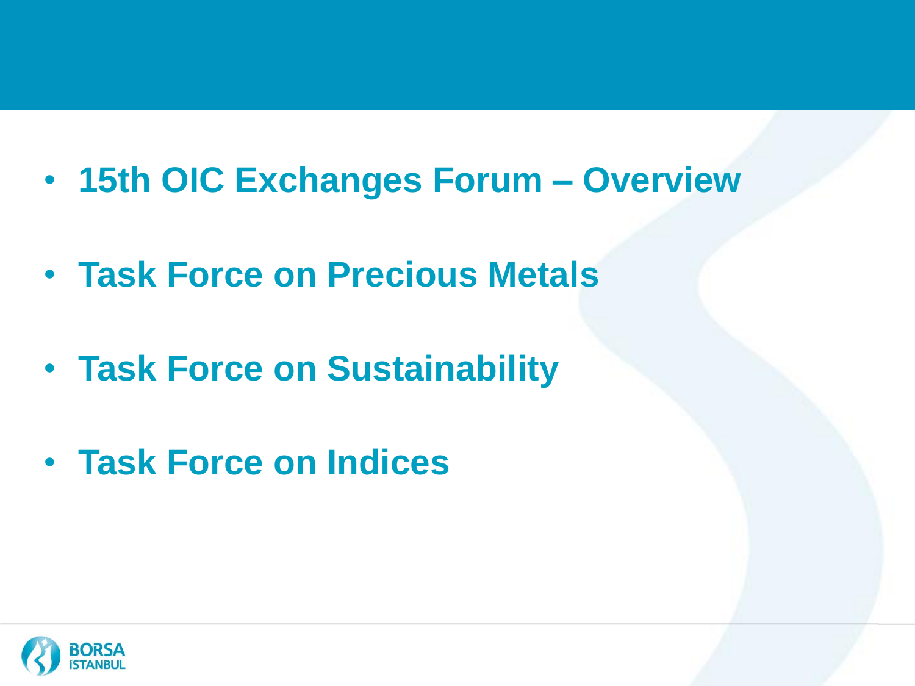- **15th OIC Exchanges Forum – Overview**
- **Task Force on Precious Metals**
- **Task Force on Sustainability**
- **Task Force on Indices**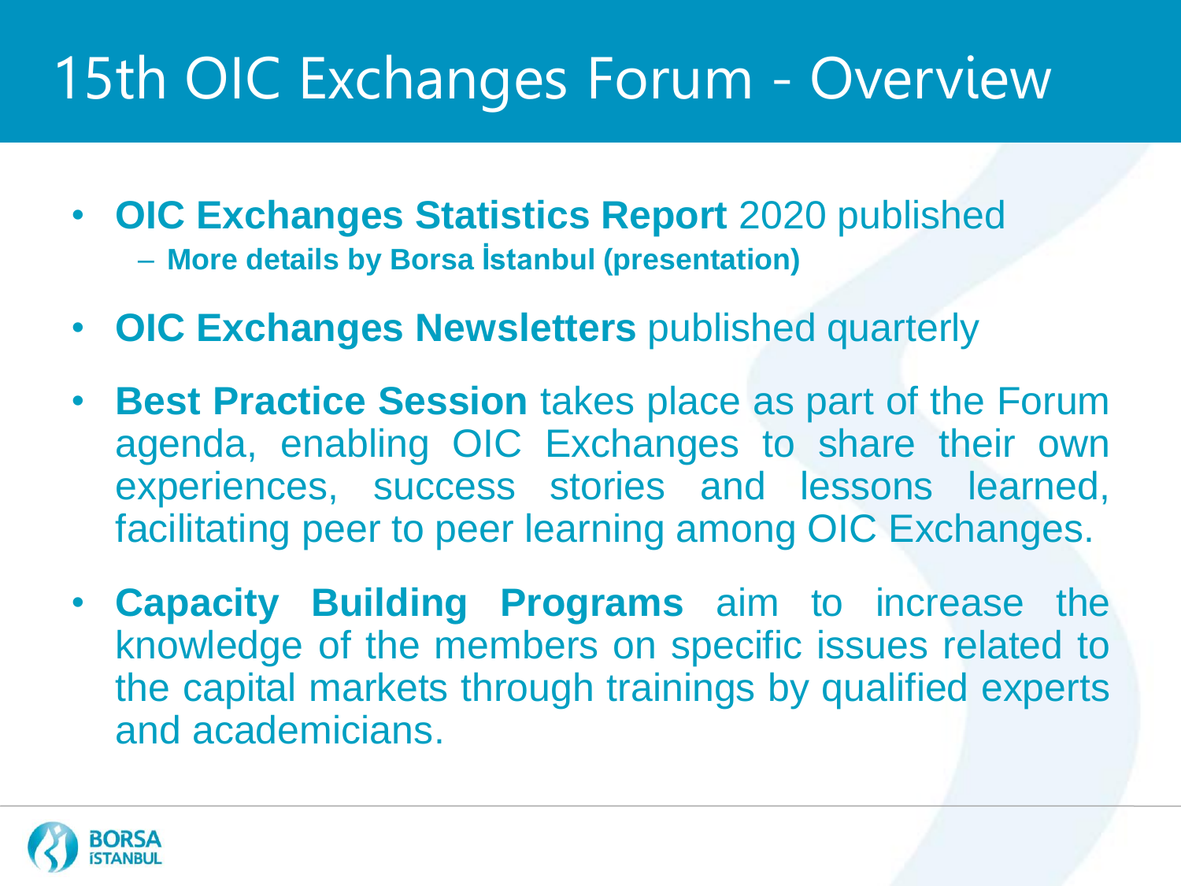# 15th OIC Exchanges Forum - Overview

- **OIC Exchanges Statistics Report** 2020 published
  - **More details by Borsa İstanbul (presentation)**
- **OIC Exchanges Newsletters** published quarterly
- **Best Practice Session** takes place as part of the Forum agenda, enabling OIC Exchanges to share their own experiences, success stories and lessons learned, facilitating peer to peer learning among OIC Exchanges.
- **Capacity Building Programs** aim to increase the knowledge of the members on specific issues related to the capital markets through trainings by qualified experts and academicians.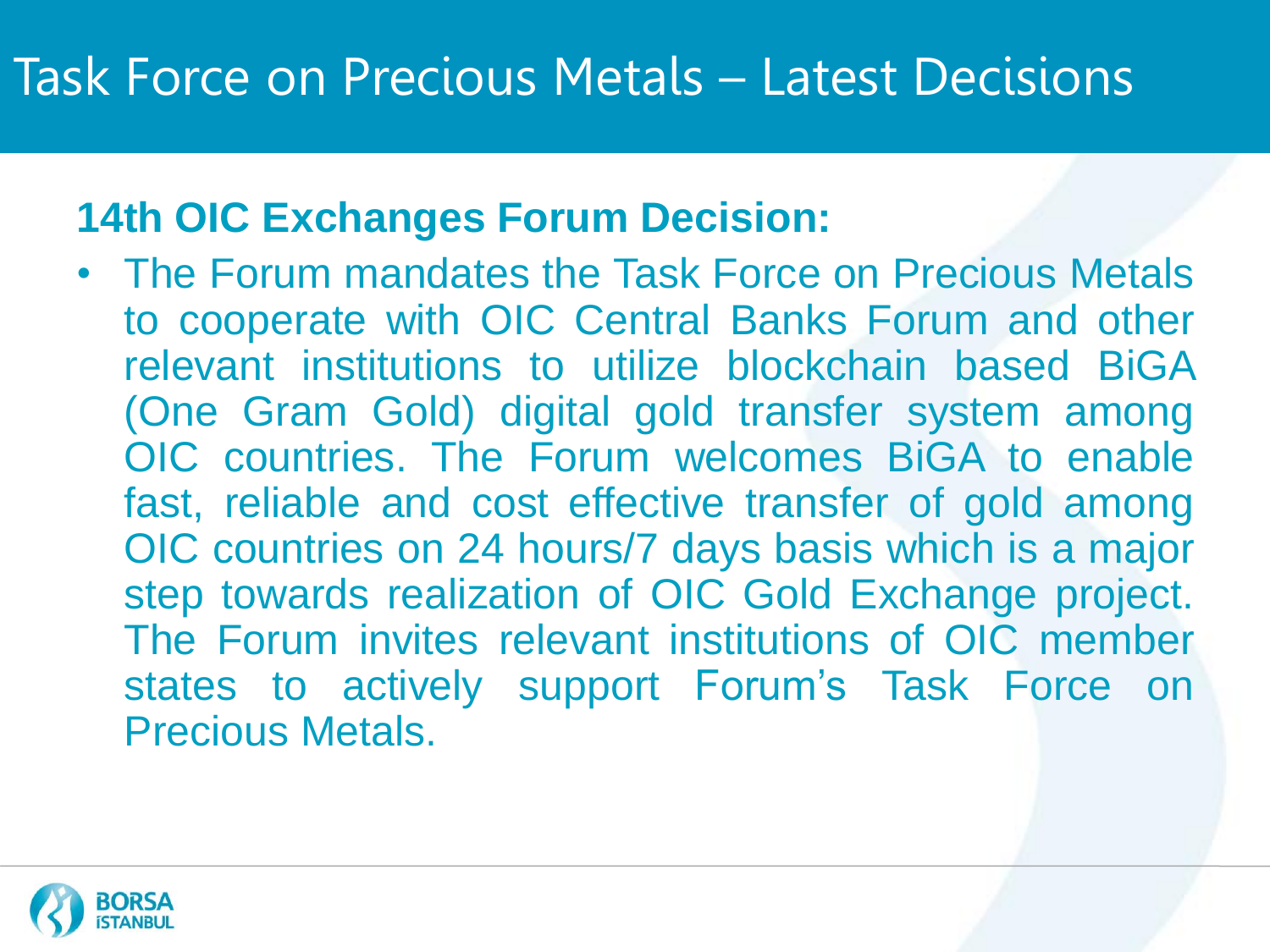# Task Force on Precious Metals – Latest Decisions

**14th OIC Exchanges Forum Decision:**

- The Forum mandates the Task Force on Precious Metals to cooperate with OIC Central Banks Forum and other relevant institutions to utilize blockchain based BiGA (One Gram Gold) digital gold transfer system among OIC countries. The Forum welcomes BiGA to enable fast, reliable and cost effective transfer of gold among OIC countries on 24 hours/7 days basis which is a major step towards realization of OIC Gold Exchange project. The Forum invites relevant institutions of OIC member states to actively support Forum's Task Force on Precious Metals.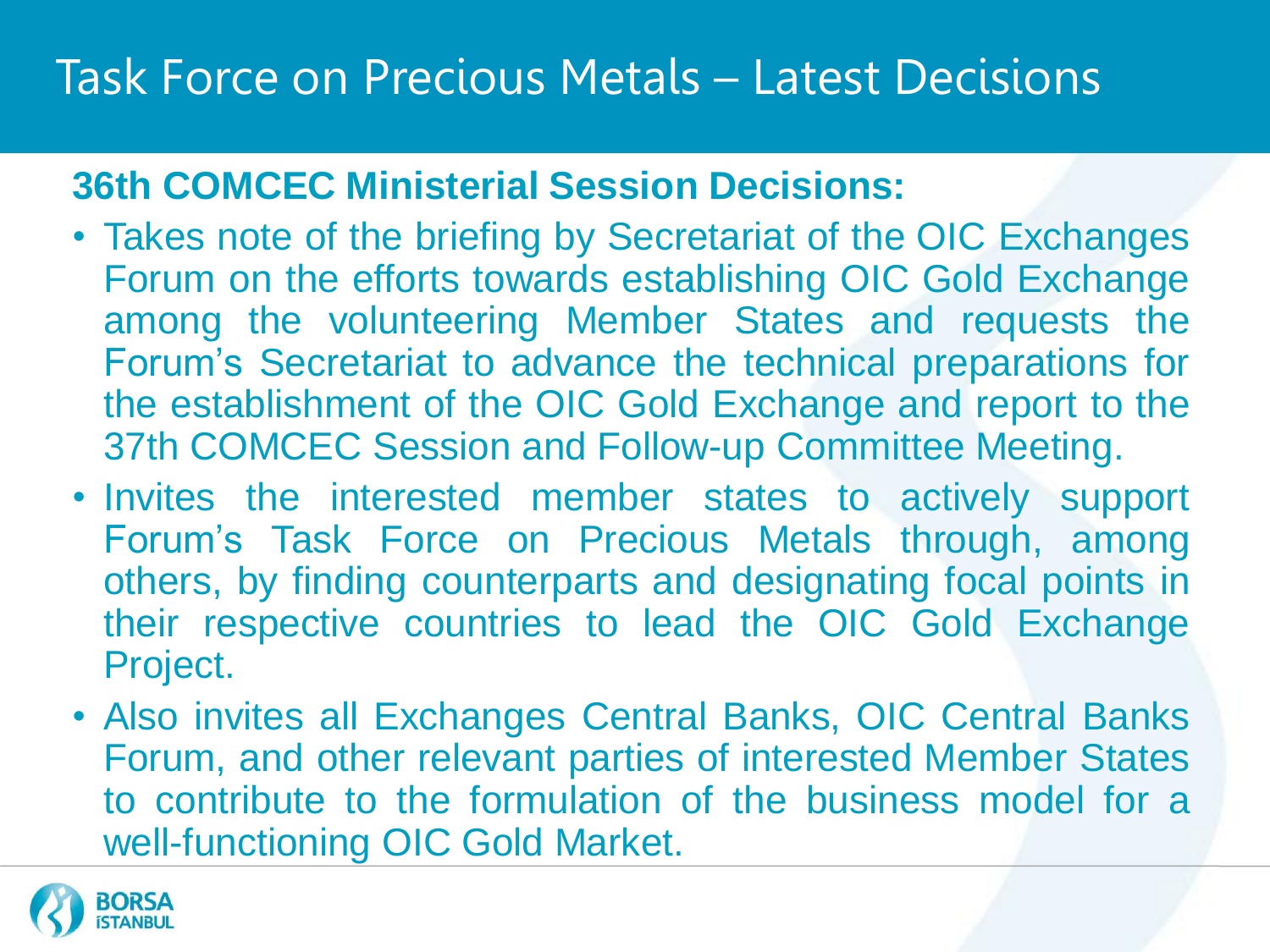# Task Force on Precious Metals – Latest Decisions

**36th COMCEC Ministerial Session Decisions:**

- Takes note of the briefing by Secretariat of the OIC Exchanges Forum on the efforts towards establishing OIC Gold Exchange among the volunteering Member States and requests the Forum's Secretariat to advance the technical preparations for the establishment of the OIC Gold Exchange and report to the 37th COMCEC Session and Follow-up Committee Meeting.
- Invites the interested member states to actively support Forum's Task Force on Precious Metals through, among others, by finding counterparts and designating focal points in their respective countries to lead the OIC Gold Exchange Project.
- Also invites all Exchanges Central Banks, OIC Central Banks Forum, and other relevant parties of interested Member States to contribute to the formulation of the business model for a well-functioning OIC Gold Market.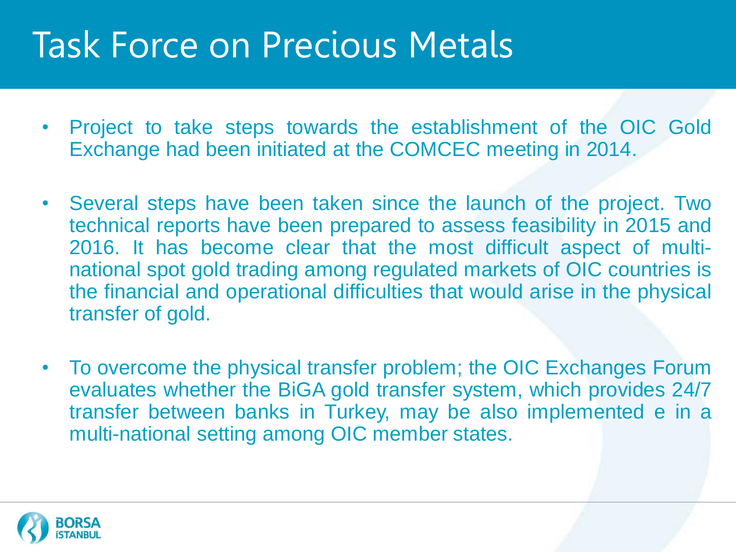# Task Force on Precious Metals

- Project to take steps towards the establishment of the OIC Gold Exchange had been initiated at the COMCEC meeting in 2014.
- Several steps have been taken since the launch of the project. Two technical reports have been prepared to assess feasibility in 2015 and 2016. It has become clear that the most difficult aspect of multi-national spot gold trading among regulated markets of OIC countries is the financial and operational difficulties that would arise in the physical transfer of gold.
- To overcome the physical transfer problem; the OIC Exchanges Forum evaluates whether the BiGA gold transfer system, which provides 24/7 transfer between banks in Turkey, may be also implemented e in a multi-national setting among OIC member states.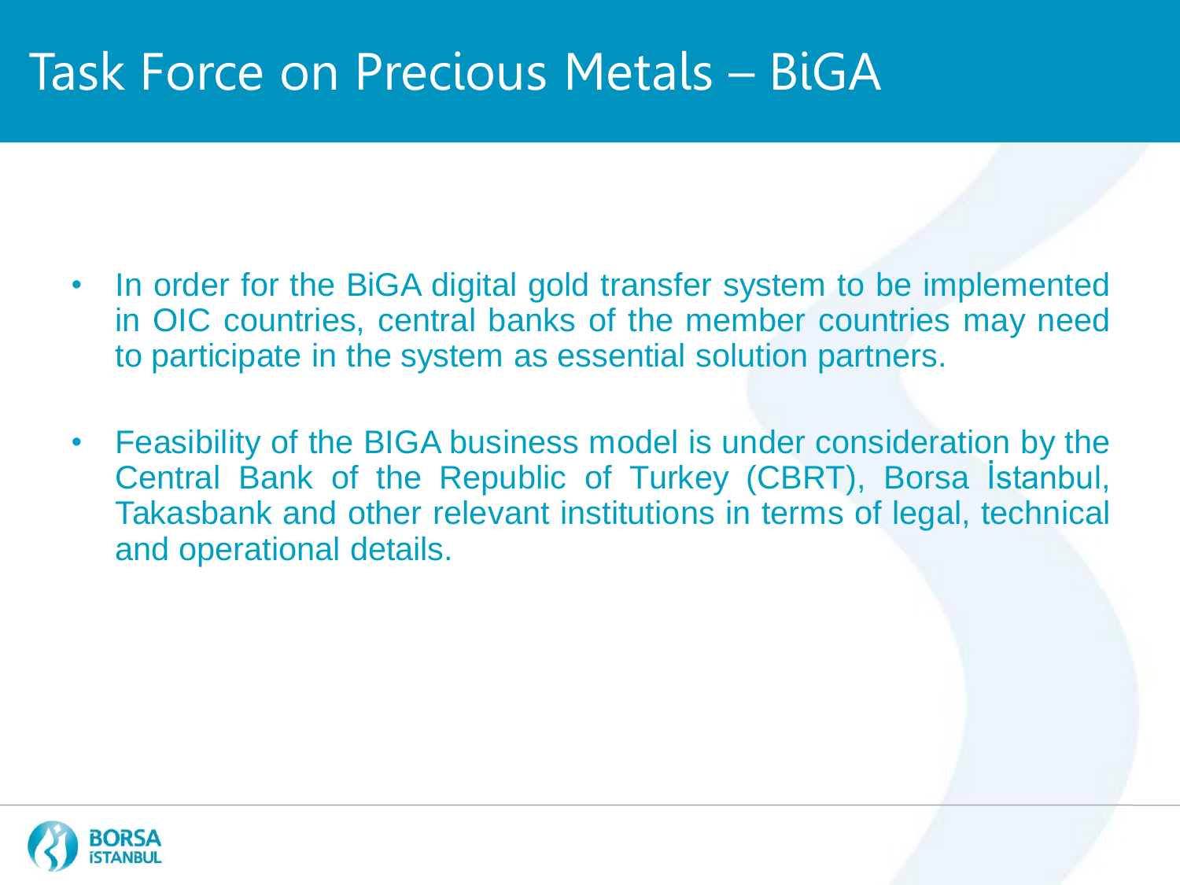# Task Force on Precious Metals – BiGA

- In order for the BiGA digital gold transfer system to be implemented in OIC countries, central banks of the member countries may need to participate in the system as essential solution partners.
- Feasibility of the BIGA business model is under consideration by the Central Bank of the Republic of Turkey (CBRT), Borsa İstanbul, Takasbank and other relevant institutions in terms of legal, technical and operational details.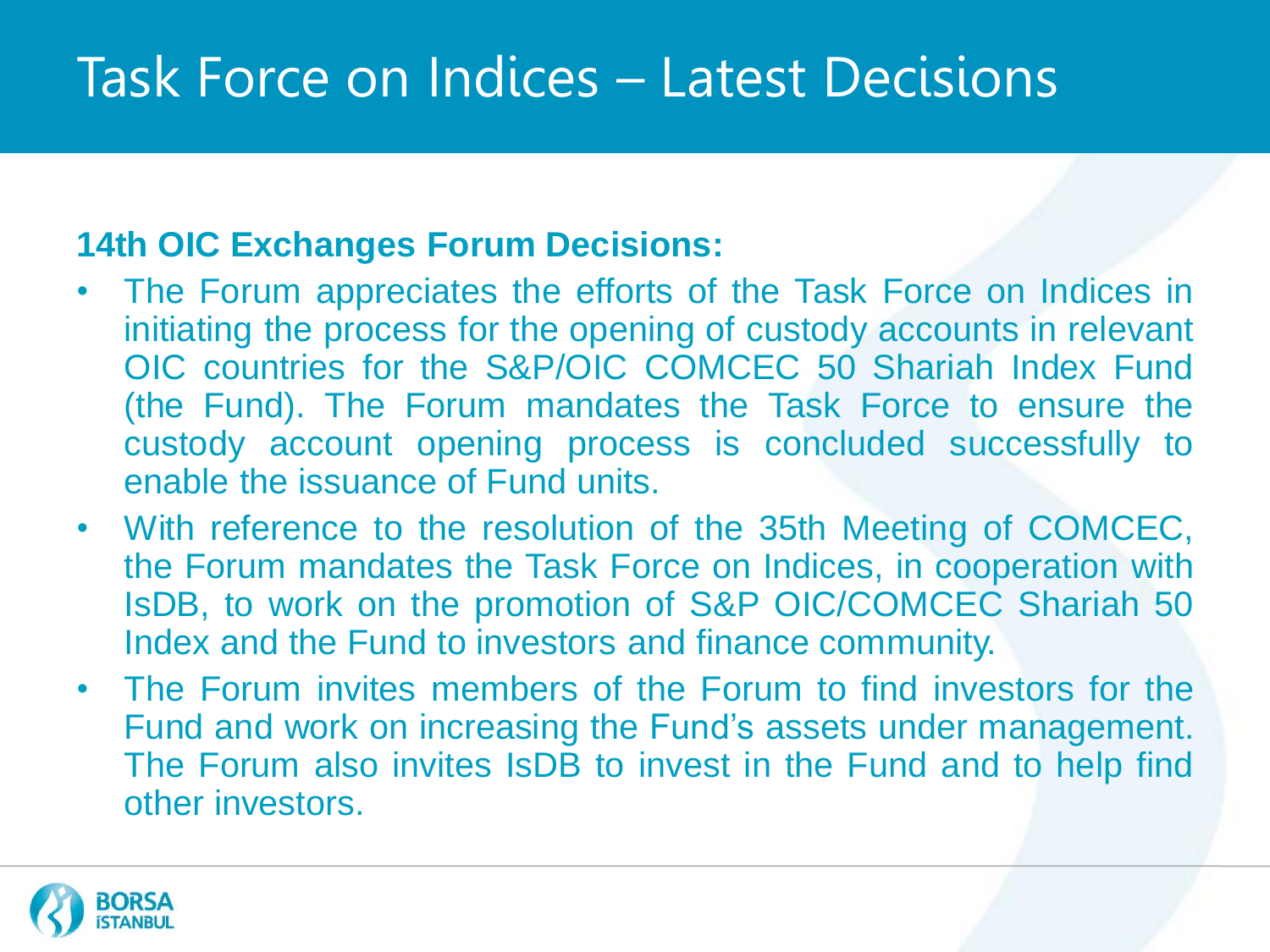# Task Force on Indices – Latest Decisions

**14th OIC Exchanges Forum Decisions:**

- The Forum appreciates the efforts of the Task Force on Indices in initiating the process for the opening of custody accounts in relevant OIC countries for the S&P/OIC COMCEC 50 Shariah Index Fund (the Fund). The Forum mandates the Task Force to ensure the custody account opening process is concluded successfully to enable the issuance of Fund units.
- With reference to the resolution of the 35th Meeting of COMCEC, the Forum mandates the Task Force on Indices, in cooperation with IsDB, to work on the promotion of S&P OIC/COMCEC Shariah 50 Index and the Fund to investors and finance community.
- The Forum invites members of the Forum to find investors for the Fund and work on increasing the Fund's assets under management. The Forum also invites IsDB to invest in the Fund and to help find other investors.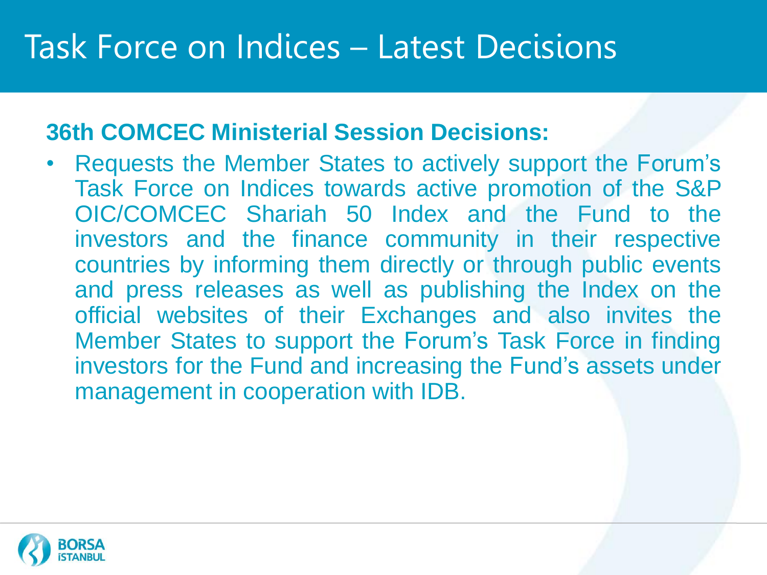# Task Force on Indices – Latest Decisions

**36th COMCEC Ministerial Session Decisions:**

- Requests the Member States to actively support the Forum's Task Force on Indices towards active promotion of the S&P OIC/COMCEC Shariah 50 Index and the Fund to the investors and the finance community in their respective countries by informing them directly or through public events and press releases as well as publishing the Index on the official websites of their Exchanges and also invites the Member States to support the Forum's Task Force in finding investors for the Fund and increasing the Fund's assets under management in cooperation with IDB.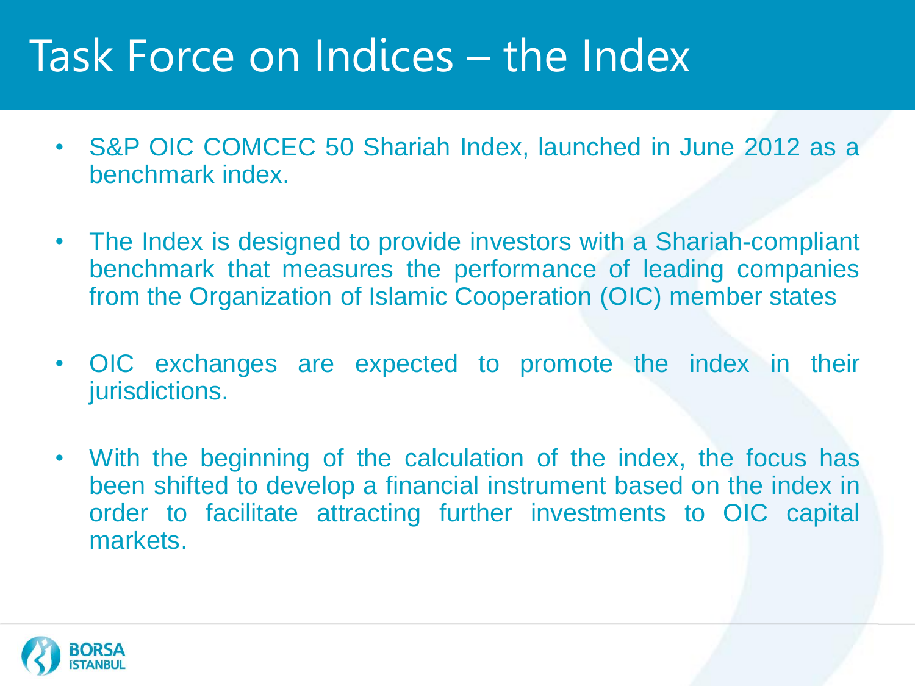# Task Force on Indices – the Index

- S&P OIC COMCEC 50 Shariah Index, launched in June 2012 as a benchmark index.
- The Index is designed to provide investors with a Shariah-compliant benchmark that measures the performance of leading companies from the Organization of Islamic Cooperation (OIC) member states
- OIC exchanges are expected to promote the index in their jurisdictions.
- With the beginning of the calculation of the index, the focus has been shifted to develop a financial instrument based on the index in order to facilitate attracting further investments to OIC capital markets.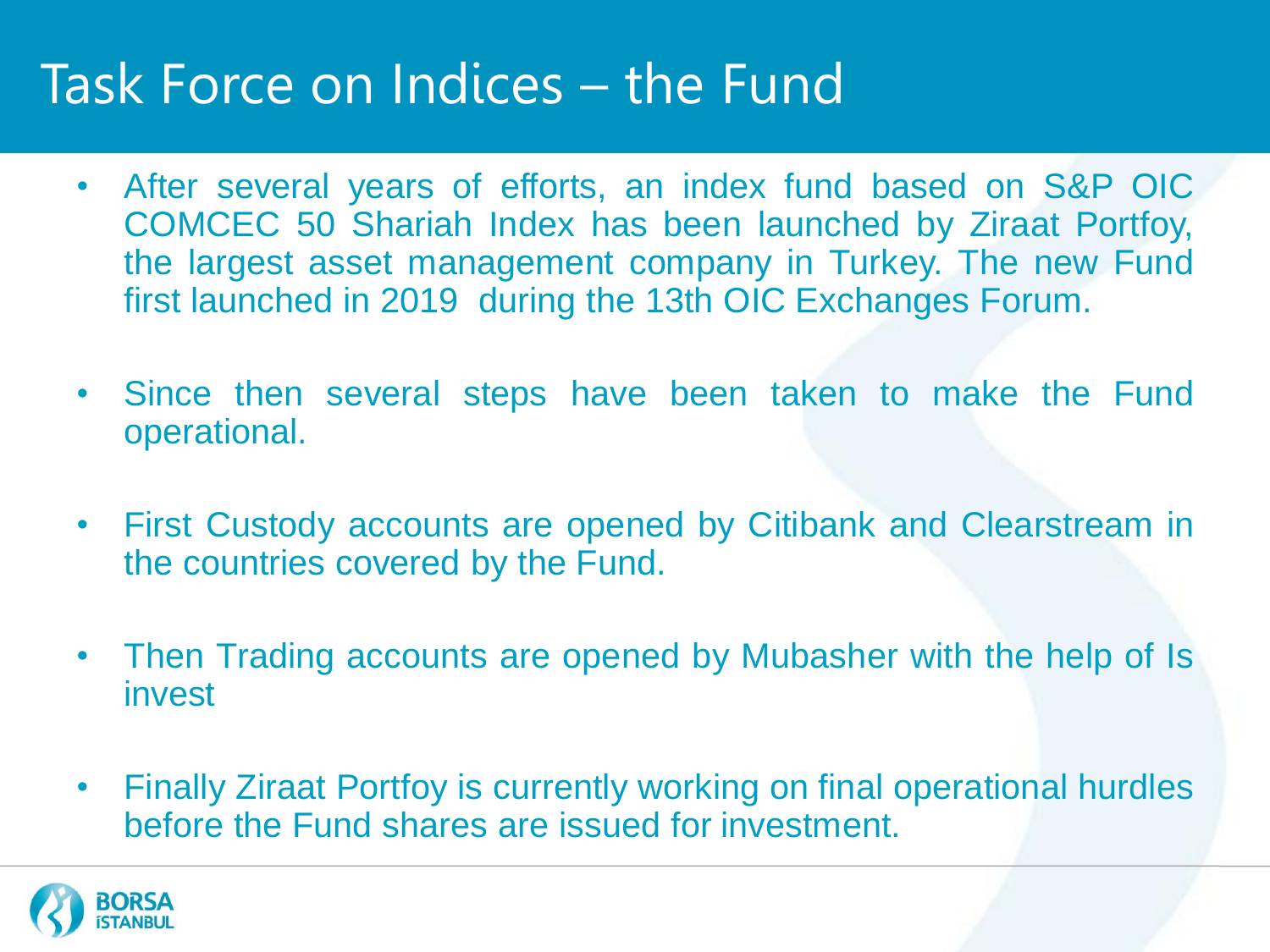# Task Force on Indices – the Fund

- After several years of efforts, an index fund based on S&P OIC COMCEC 50 Shariah Index has been launched by Ziraat Portfoy, the largest asset management company in Turkey. The new Fund first launched in 2019 during the 13th OIC Exchanges Forum.

- Since then several steps have been taken to make the Fund operational.

- First Custody accounts are opened by Citibank and Clearstream in the countries covered by the Fund.

- Then Trading accounts are opened by Mubasher with the help of Is invest

- Finally Ziraat Portfoy is currently working on final operational hurdles before the Fund shares are issued for investment.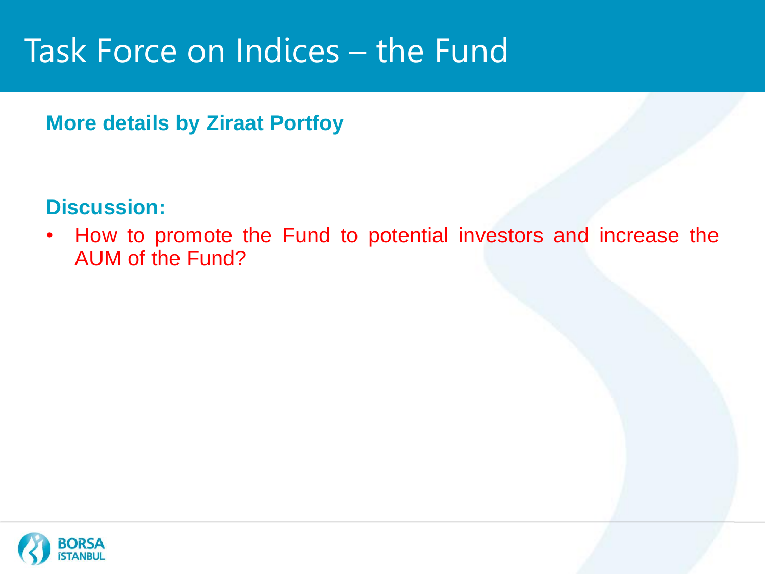# Task Force on Indices – the Fund

**More details by Ziraat Portfoy**

**Discussion:**

- How to promote the Fund to potential investors and increase the AUM of the Fund?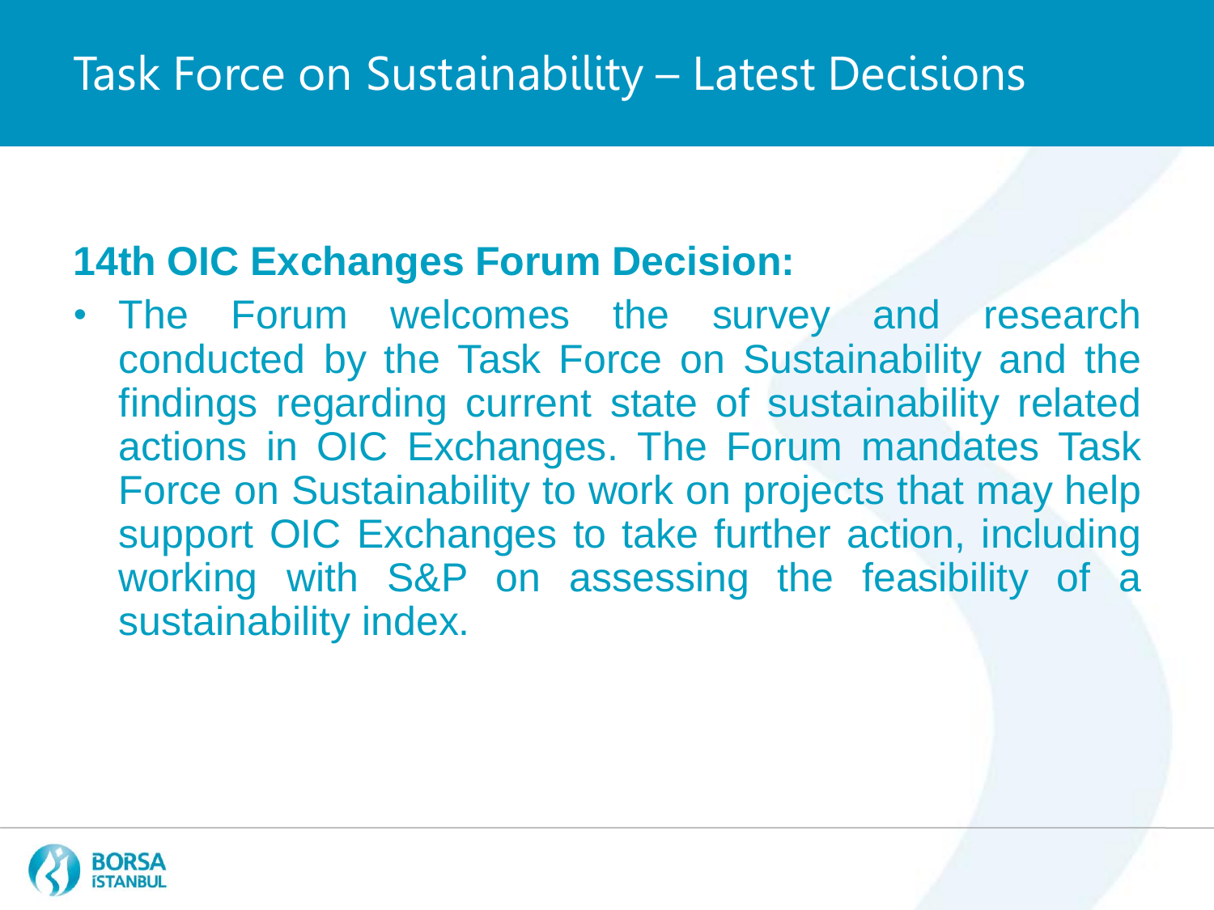# Task Force on Sustainability – Latest Decisions

**14th OIC Exchanges Forum Decision:**

- The Forum welcomes the survey and research conducted by the Task Force on Sustainability and the findings regarding current state of sustainability related actions in OIC Exchanges. The Forum mandates Task Force on Sustainability to work on projects that may help support OIC Exchanges to take further action, including working with S&P on assessing the feasibility of a sustainability index.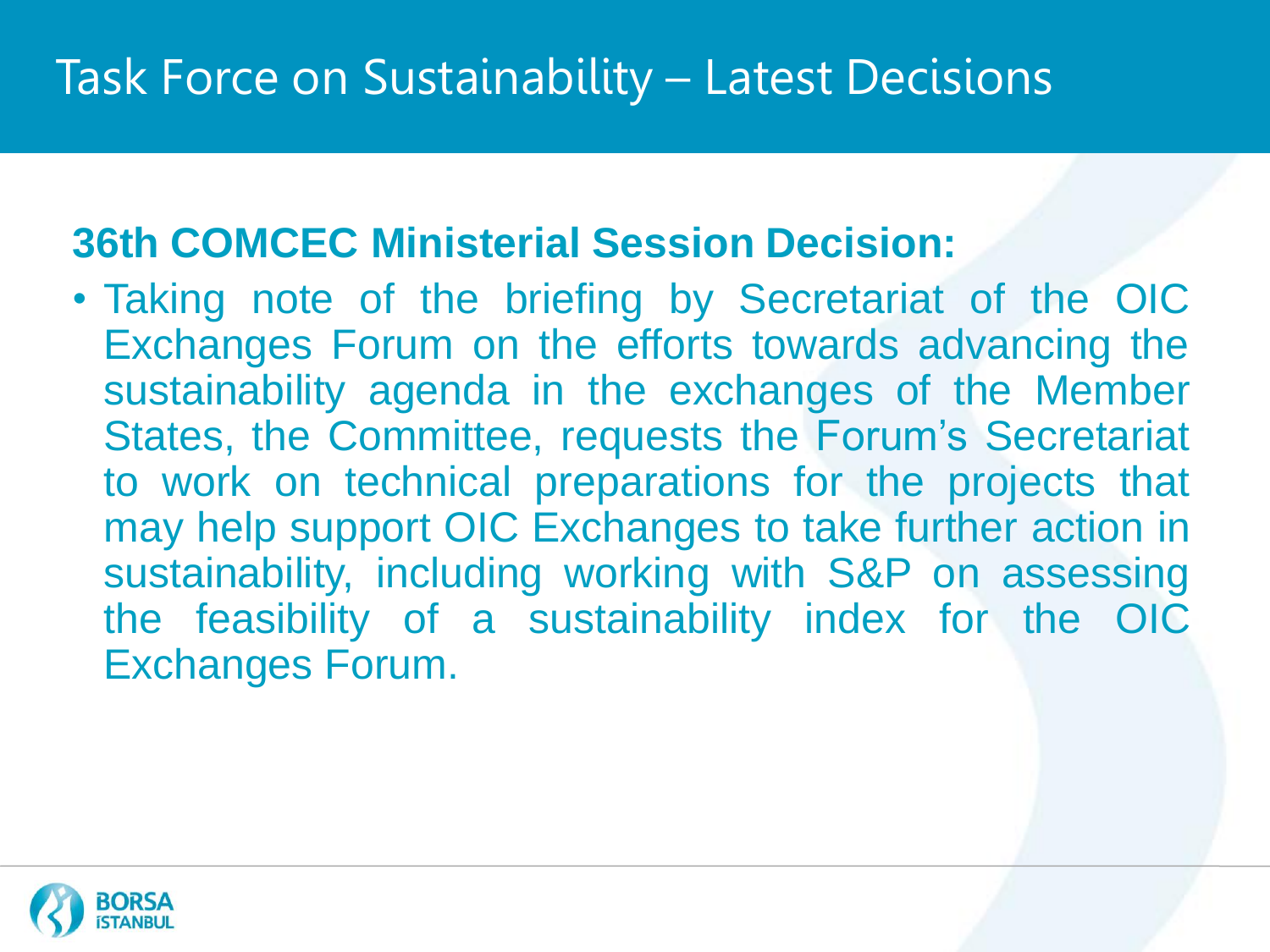# Task Force on Sustainability – Latest Decisions

**36th COMCEC Ministerial Session Decision:**

- Taking note of the briefing by Secretariat of the OIC Exchanges Forum on the efforts towards advancing the sustainability agenda in the exchanges of the Member States, the Committee, requests the Forum's Secretariat to work on technical preparations for the projects that may help support OIC Exchanges to take further action in sustainability, including working with S&P on assessing the feasibility of a sustainability index for the OIC Exchanges Forum.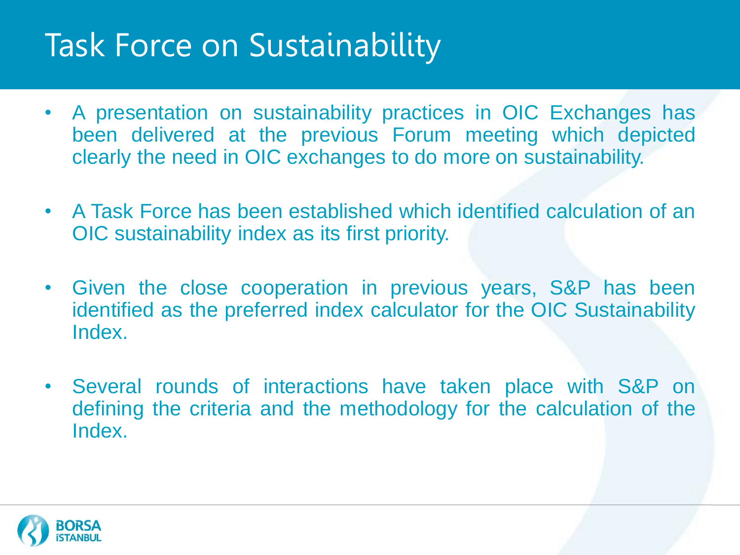# Task Force on Sustainability

- A presentation on sustainability practices in OIC Exchanges has been delivered at the previous Forum meeting which depicted clearly the need in OIC exchanges to do more on sustainability.

- A Task Force has been established which identified calculation of an OIC sustainability index as its first priority.

- Given the close cooperation in previous years, S&P has been identified as the preferred index calculator for the OIC Sustainability Index.

- Several rounds of interactions have taken place with S&P on defining the criteria and the methodology for the calculation of the Index.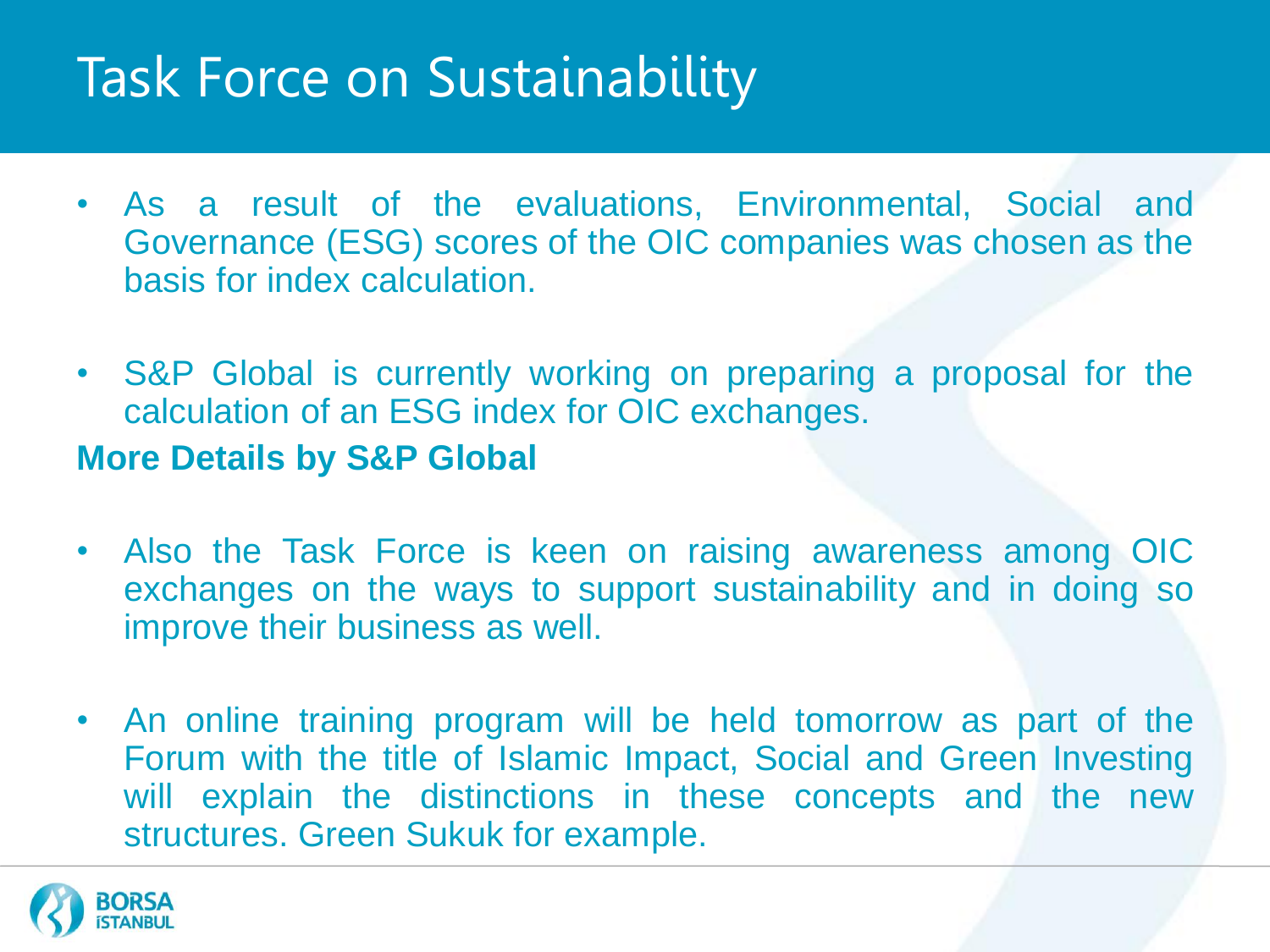# Task Force on Sustainability

- As a result of the evaluations, Environmental, Social and Governance (ESG) scores of the OIC companies was chosen as the basis for index calculation.
- S&P Global is currently working on preparing a proposal for the calculation of an ESG index for OIC exchanges.

**More Details by S&P Global**

- Also the Task Force is keen on raising awareness among OIC exchanges on the ways to support sustainability and in doing so improve their business as well.
- An online training program will be held tomorrow as part of the Forum with the title of Islamic Impact, Social and Green Investing will explain the distinctions in these concepts and the new structures. Green Sukuk for example.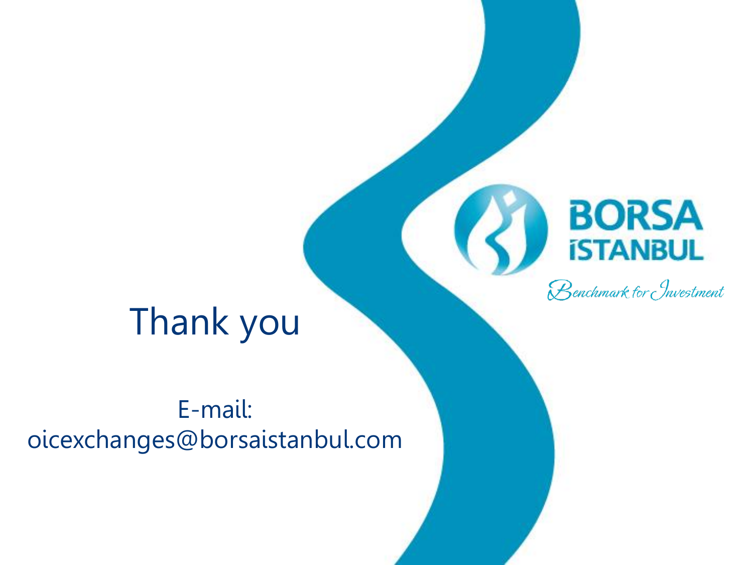BORSA İSTANBUL

Benchmark for Investment

# Thank you

E-mail:
oicexchanges@borsaistanbul.com